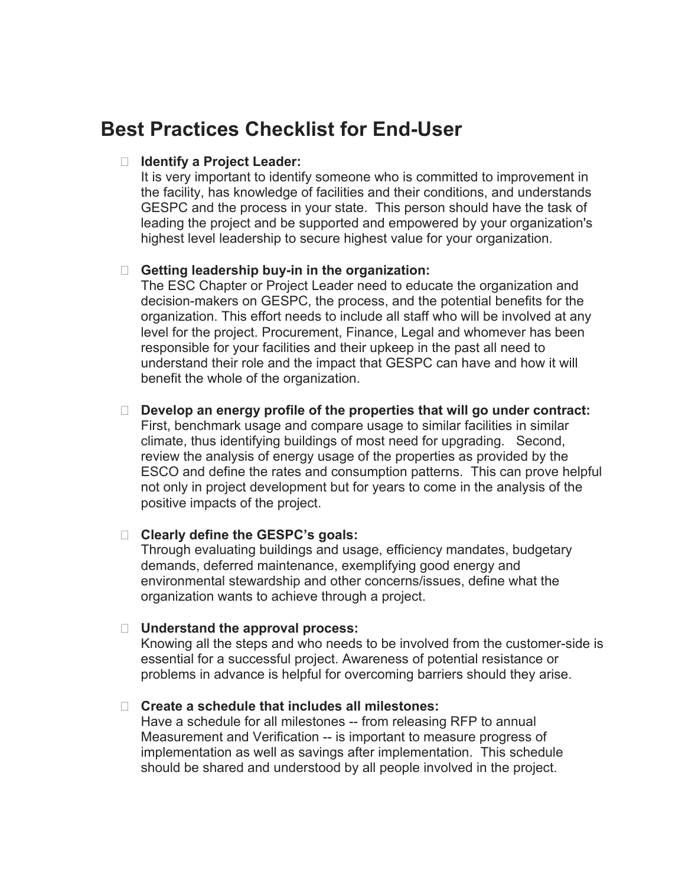# Best Practices Checklist for End-User

- **Identify a Project Leader:**
  It is very important to identify someone who is committed to improvement in the facility, has knowledge of facilities and their conditions, and understands GESPC and the process in your state. This person should have the task of leading the project and be supported and empowered by your organization's highest level leadership to secure highest value for your organization.

- **Getting leadership buy-in in the organization:**
  The ESC Chapter or Project Leader need to educate the organization and decision-makers on GESPC, the process, and the potential benefits for the organization. This effort needs to include all staff who will be involved at any level for the project. Procurement, Finance, Legal and whomever has been responsible for your facilities and their upkeep in the past all need to understand their role and the impact that GESPC can have and how it will benefit the whole of the organization.

- **Develop an energy profile of the properties that will go under contract:**
  First, benchmark usage and compare usage to similar facilities in similar climate, thus identifying buildings of most need for upgrading. Second, review the analysis of energy usage of the properties as provided by the ESCO and define the rates and consumption patterns. This can prove helpful not only in project development but for years to come in the analysis of the positive impacts of the project.

- **Clearly define the GESPC's goals:**
  Through evaluating buildings and usage, efficiency mandates, budgetary demands, deferred maintenance, exemplifying good energy and environmental stewardship and other concerns/issues, define what the organization wants to achieve through a project.

- **Understand the approval process:**
  Knowing all the steps and who needs to be involved from the customer-side is essential for a successful project. Awareness of potential resistance or problems in advance is helpful for overcoming barriers should they arise.

- **Create a schedule that includes all milestones:**
  Have a schedule for all milestones -- from releasing RFP to annual Measurement and Verification -- is important to measure progress of implementation as well as savings after implementation. This schedule should be shared and understood by all people involved in the project.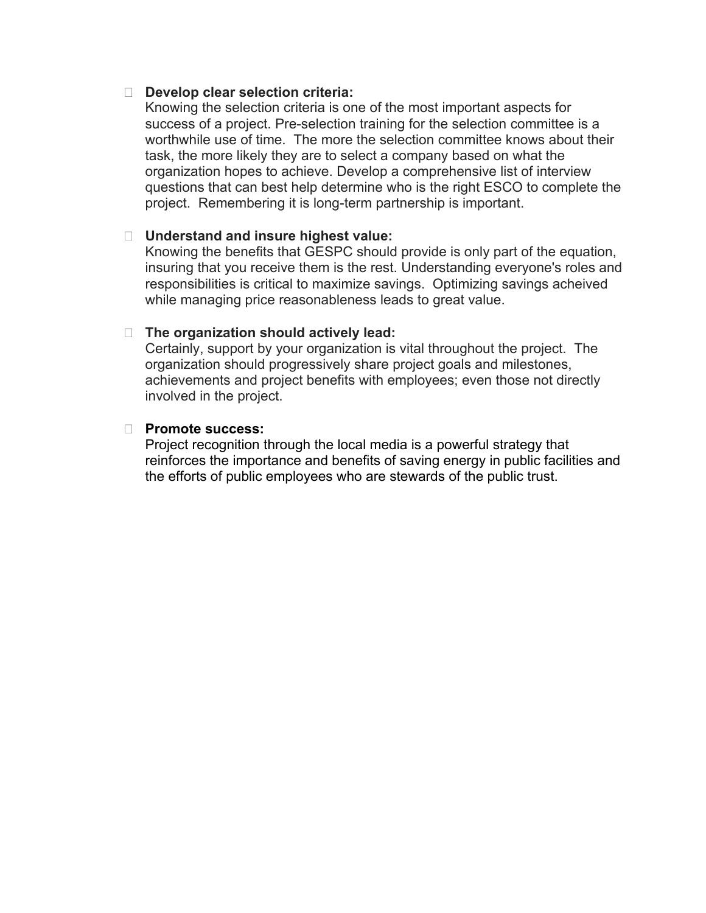- **Develop clear selection criteria:**
  Knowing the selection criteria is one of the most important aspects for success of a project. Pre-selection training for the selection committee is a worthwhile use of time. The more the selection committee knows about their task, the more likely they are to select a company based on what the organization hopes to achieve. Develop a comprehensive list of interview questions that can best help determine who is the right ESCO to complete the project. Remembering it is long-term partnership is important.

- **Understand and insure highest value:**
  Knowing the benefits that GESPC should provide is only part of the equation, insuring that you receive them is the rest. Understanding everyone's roles and responsibilities is critical to maximize savings. Optimizing savings acheived while managing price reasonableness leads to great value.

- **The organization should actively lead:**
  Certainly, support by your organization is vital throughout the project. The organization should progressively share project goals and milestones, achievements and project benefits with employees; even those not directly involved in the project.

- **Promote success:**
  Project recognition through the local media is a powerful strategy that reinforces the importance and benefits of saving energy in public facilities and the efforts of public employees who are stewards of the public trust.